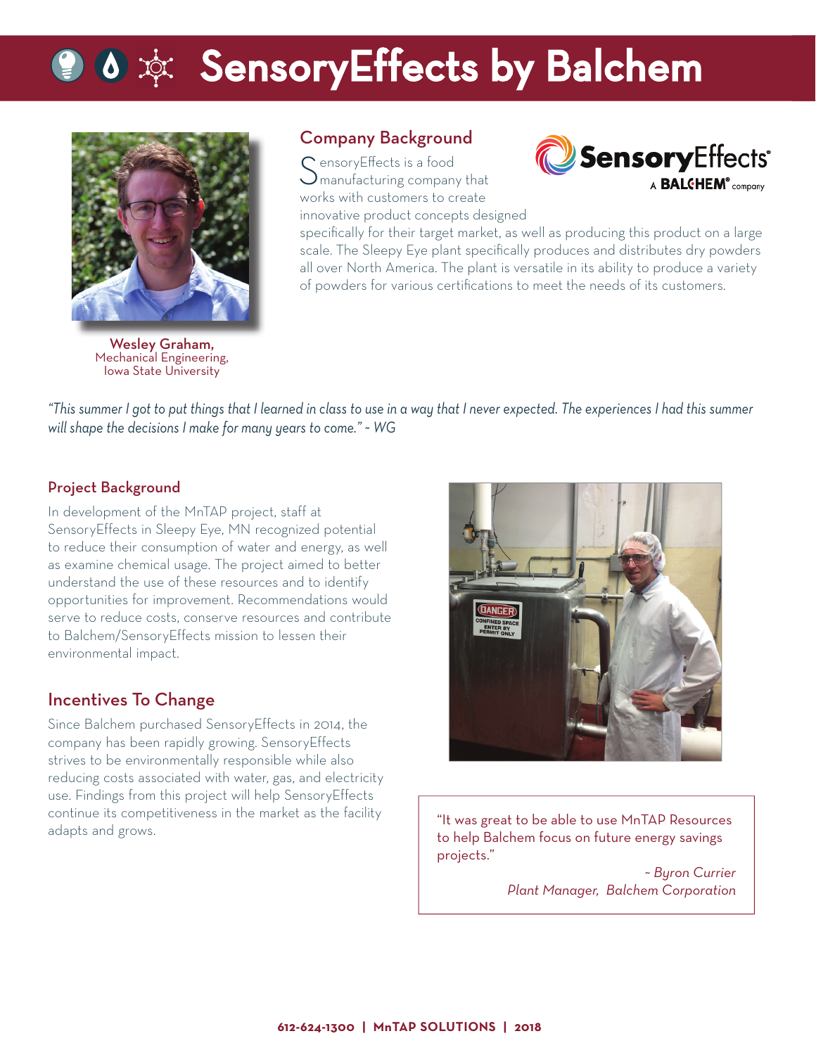# SensoryEffects by Balchem

**Wesley Graham,**
Mechanical Engineering,
Iowa State University

## Company Background

SensoryEffects is a food manufacturing company that works with customers to create innovative product concepts designed specifically for their target market, as well as producing this product on a large scale. The Sleepy Eye plant specifically produces and distributes dry powders all over North America. The plant is versatile in its ability to produce a variety of powders for various certifications to meet the needs of its customers.

*"This summer I got to put things that I learned in class to use in a way that I never expected. The experiences I had this summer will shape the decisions I make for many years to come." ~ WG*

## Project Background

In development of the MnTAP project, staff at SensoryEffects in Sleepy Eye, MN recognized potential to reduce their consumption of water and energy, as well as examine chemical usage. The project aimed to better understand the use of these resources and to identify opportunities for improvement. Recommendations would serve to reduce costs, conserve resources and contribute to Balchem/SensoryEffects mission to lessen their environmental impact.

## Incentives To Change

Since Balchem purchased SensoryEffects in 2014, the company has been rapidly growing. SensoryEffects strives to be environmentally responsible while also reducing costs associated with water, gas, and electricity use. Findings from this project will help SensoryEffects continue its competitiveness in the market as the facility adapts and grows.

> "It was great to be able to use MnTAP Resources to help Balchem focus on future energy savings projects."
>
> *~ Byron Currier*
> *Plant Manager, Balchem Corporation*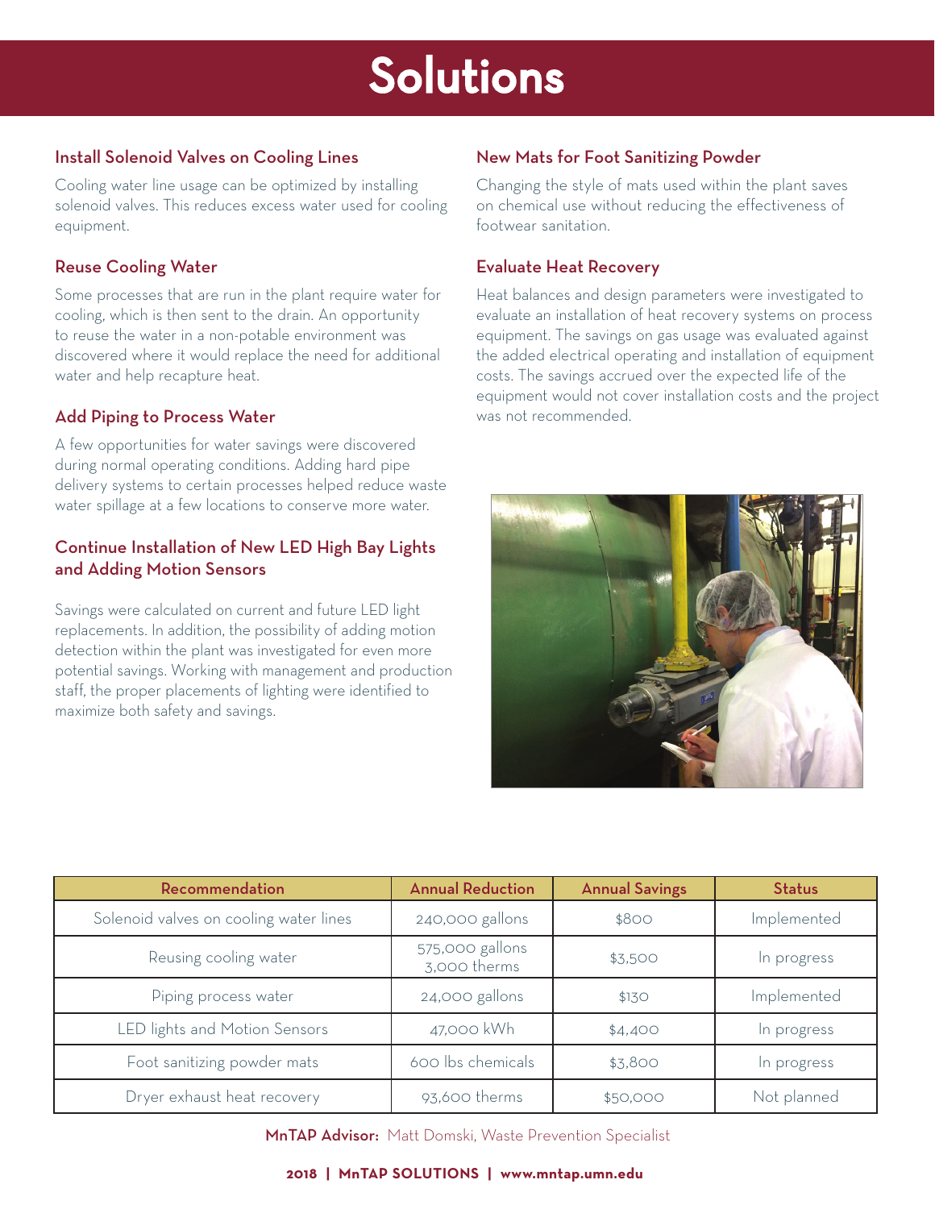# Solutions

### Install Solenoid Valves on Cooling Lines

Cooling water line usage can be optimized by installing solenoid valves. This reduces excess water used for cooling equipment.

### Reuse Cooling Water

Some processes that are run in the plant require water for cooling, which is then sent to the drain. An opportunity to reuse the water in a non-potable environment was discovered where it would replace the need for additional water and help recapture heat.

### Add Piping to Process Water

A few opportunities for water savings were discovered during normal operating conditions. Adding hard pipe delivery systems to certain processes helped reduce waste water spillage at a few locations to conserve more water.

### Continue Installation of New LED High Bay Lights and Adding Motion Sensors

Savings were calculated on current and future LED light replacements. In addition, the possibility of adding motion detection within the plant was investigated for even more potential savings. Working with management and production staff, the proper placements of lighting were identified to maximize both safety and savings.

### New Mats for Foot Sanitizing Powder

Changing the style of mats used within the plant saves on chemical use without reducing the effectiveness of footwear sanitation.

### Evaluate Heat Recovery

Heat balances and design parameters were investigated to evaluate an installation of heat recovery systems on process equipment. The savings on gas usage was evaluated against the added electrical operating and installation of equipment costs. The savings accrued over the expected life of the equipment would not cover installation costs and the project was not recommended.

| Recommendation | Annual Reduction | Annual Savings | Status |
|---|---|---|---|
| Solenoid valves on cooling water lines | 240,000 gallons | $800 | Implemented |
| Reusing cooling water | 575,000 gallons<br>3,000 therms | $3,500 | In progress |
| Piping process water | 24,000 gallons | $130 | Implemented |
| LED lights and Motion Sensors | 47,000 kWh | $4,400 | In progress |
| Foot sanitizing powder mats | 600 lbs chemicals | $3,800 | In progress |
| Dryer exhaust heat recovery | 93,600 therms | $50,000 | Not planned |

**MnTAP Advisor:** Matt Domski, Waste Prevention Specialist

**2018 | MnTAP SOLUTIONS | www.mntap.umn.edu**